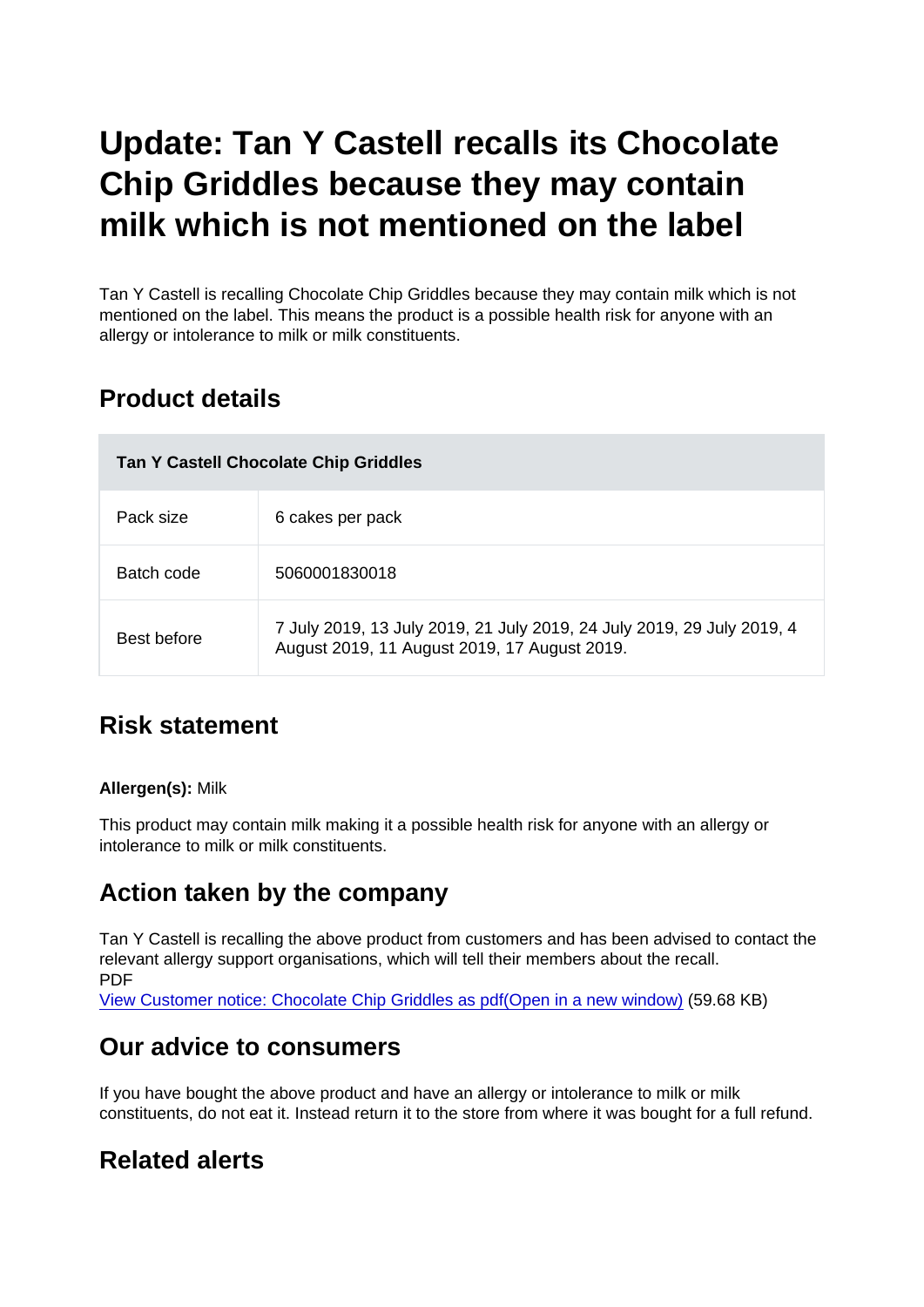# Update: Tan Y Castell recalls its Chocolate Chip Griddles because they may contain milk which is not mentioned on the label

Tan Y Castell is recalling Chocolate Chip Griddles because they may contain milk which is not mentioned on the label. This means the product is a possible health risk for anyone with an allergy or intolerance to milk or milk constituents.

## Product details

| Tan Y Castell Chocolate Chip Griddles | |
|---|---|
| Pack size | 6 cakes per pack |
| Batch code | 5060001830018 |
| Best before | 7 July 2019, 13 July 2019, 21 July 2019, 24 July 2019, 29 July 2019, 4 August 2019, 11 August 2019, 17 August 2019. |

## Risk statement

**Allergen(s):** Milk

This product may contain milk making it a possible health risk for anyone with an allergy or intolerance to milk or milk constituents.

## Action taken by the company

Tan Y Castell is recalling the above product from customers and has been advised to contact the relevant allergy support organisations, which will tell their members about the recall.
PDF
View Customer notice: Chocolate Chip Griddles as pdf(Open in a new window) (59.68 KB)

## Our advice to consumers

If you have bought the above product and have an allergy or intolerance to milk or milk constituents, do not eat it. Instead return it to the store from where it was bought for a full refund.

## Related alerts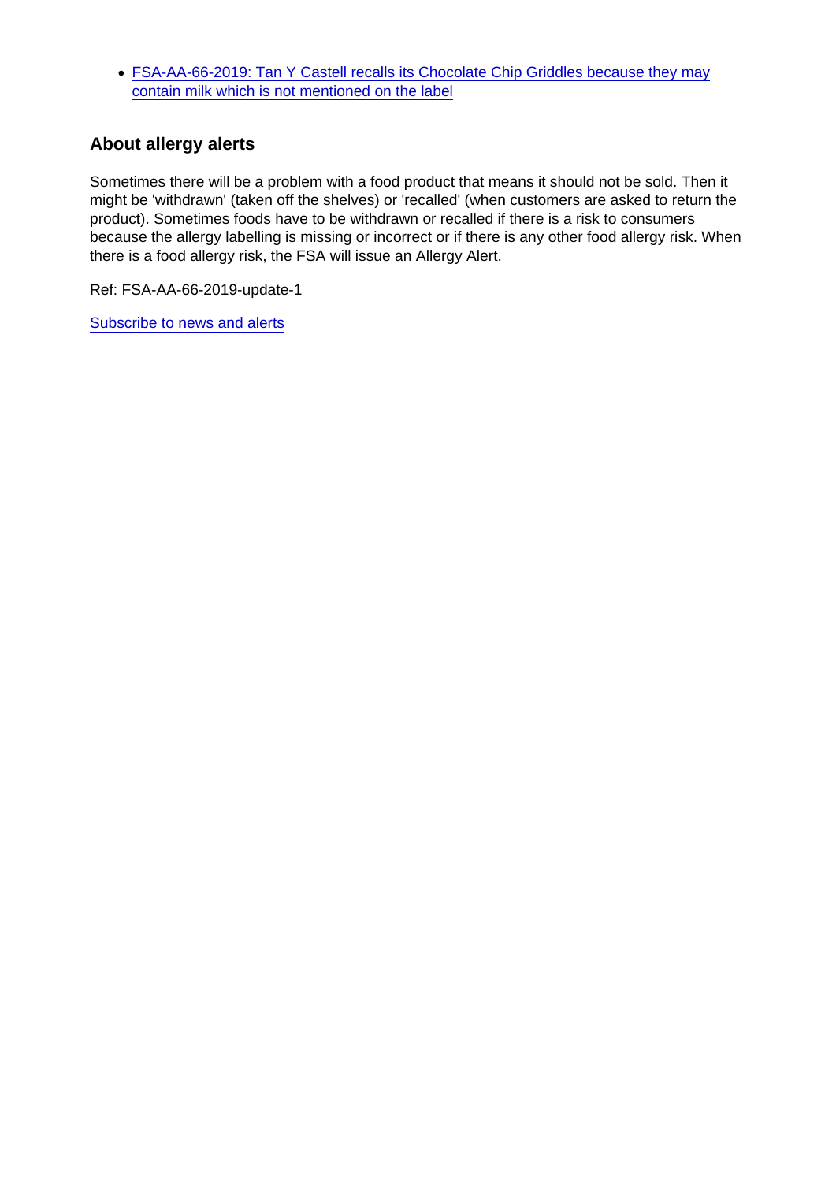- [FSA-AA-66-2019: Tan Y Castell recalls its Chocolate Chip Griddles because they may contain milk which is not mentioned on the label]()

## About allergy alerts

Sometimes there will be a problem with a food product that means it should not be sold. Then it might be 'withdrawn' (taken off the shelves) or 'recalled' (when customers are asked to return the product). Sometimes foods have to be withdrawn or recalled if there is a risk to consumers because the allergy labelling is missing or incorrect or if there is any other food allergy risk. When there is a food allergy risk, the FSA will issue an Allergy Alert.

Ref: FSA-AA-66-2019-update-1

[Subscribe to news and alerts]()